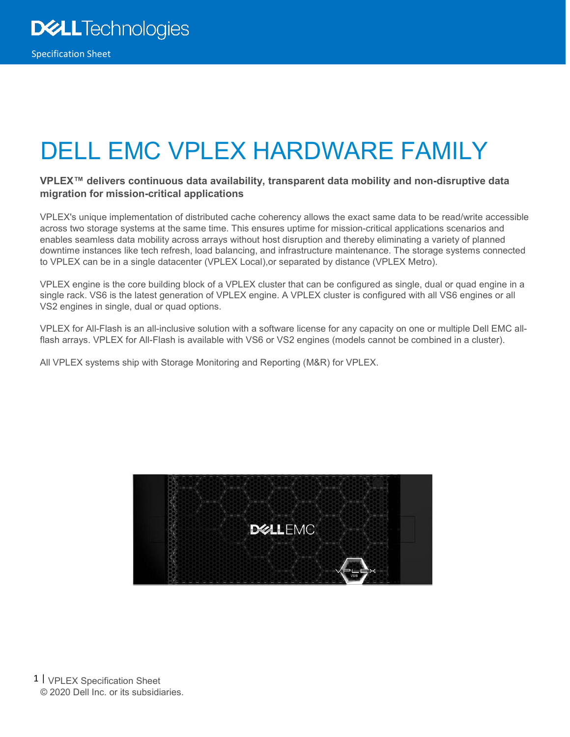Specification Sheet

# DELL EMC VPLEX HARDWARE FAMILY

**VPLEX™ delivers continuous data availability, transparent data mobility and non-disruptive data migration for mission-critical applications**

VPLEX's unique implementation of distributed cache coherency allows the exact same data to be read/write accessible across two storage systems at the same time. This ensures uptime for mission-critical applications scenarios and enables seamless data mobility across arrays without host disruption and thereby eliminating a variety of planned downtime instances like tech refresh, load balancing, and infrastructure maintenance. The storage systems connected to VPLEX can be in a single datacenter (VPLEX Local),or separated by distance (VPLEX Metro).

VPLEX engine is the core building block of a VPLEX cluster that can be configured as single, dual or quad engine in a single rack. VS6 is the latest generation of VPLEX engine. A VPLEX cluster is configured with all VS6 engines or all VS2 engines in single, dual or quad options.

VPLEX for All-Flash is an all-inclusive solution with a software license for any capacity on one or multiple Dell EMC all-flash arrays. VPLEX for All-Flash is available with VS6 or VS2 engines (models cannot be combined in a cluster).

All VPLEX systems ship with Storage Monitoring and Reporting (M&R) for VPLEX.

© 2020 Dell Inc. or its subsidiaries.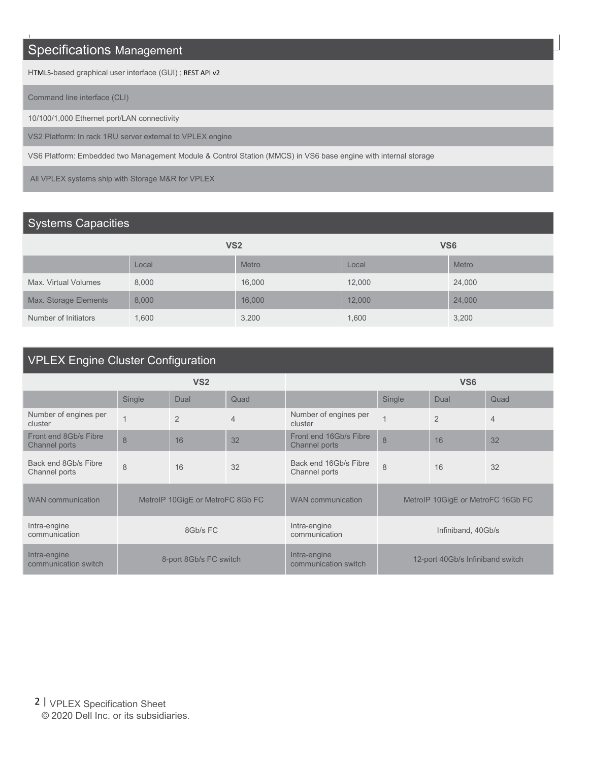## Specifications Management

HTML5-based graphical user interface (GUI) ; REST API v2

Command line interface (CLI)

10/100/1,000 Ethernet port/LAN connectivity

VS2 Platform: In rack 1RU server external to VPLEX engine

VS6 Platform: Embedded two Management Module & Control Station (MMCS) in VS6 base engine with internal storage

All VPLEX systems ship with Storage M&R for VPLEX

## Systems Capacities

| | VS2 | | VS6 | |
|---|---|---|---|---|
| | Local | Metro | Local | Metro |
| Max. Virtual Volumes | 8,000 | 16,000 | 12,000 | 24,000 |
| Max. Storage Elements | 8,000 | 16,000 | 12,000 | 24,000 |
| Number of Initiators | 1,600 | 3,200 | 1,600 | 3,200 |

## VPLEX Engine Cluster Configuration

| VS2 | | | | VS6 | | | |
|---|---|---|---|---|---|---|---|
| | Single | Dual | Quad | | Single | Dual | Quad |
| Number of engines per cluster | 1 | 2 | 4 | Number of engines per cluster | 1 | 2 | 4 |
| Front end 8Gb/s Fibre Channel ports | 8 | 16 | 32 | Front end 16Gb/s Fibre Channel ports | 8 | 16 | 32 |
| Back end 8Gb/s Fibre Channel ports | 8 | 16 | 32 | Back end 16Gb/s Fibre Channel ports | 8 | 16 | 32 |
| WAN communication | MetroIP 10GigE or MetroFC 8Gb FC | | | WAN communication | MetroIP 10GigE or MetroFC 16Gb FC | | |
| Intra-engine communication | 8Gb/s FC | | | Intra-engine communication | Infiniband, 40Gb/s | | |
| Intra-engine communication switch | 8-port 8Gb/s FC switch | | | Intra-engine communication switch | 12-port 40Gb/s Infiniband switch | | |

VPLEX Specification Sheet
© 2020 Dell Inc. or its subsidiaries.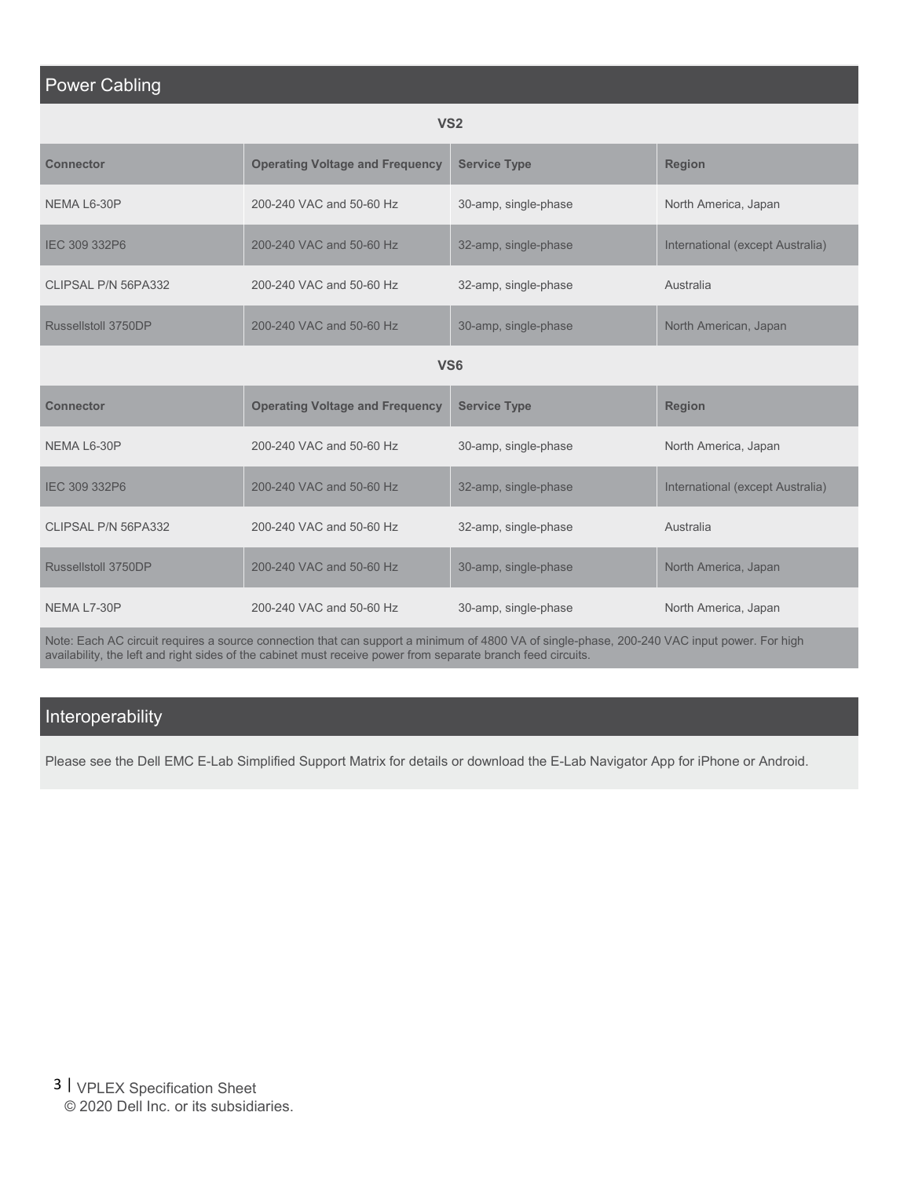## Power Cabling

### VS2

| Connector | Operating Voltage and Frequency | Service Type | Region |
|---|---|---|---|
| NEMA L6-30P | 200-240 VAC and 50-60 Hz | 30-amp, single-phase | North America, Japan |
| IEC 309 332P6 | 200-240 VAC and 50-60 Hz | 32-amp, single-phase | International (except Australia) |
| CLIPSAL P/N 56PA332 | 200-240 VAC and 50-60 Hz | 32-amp, single-phase | Australia |
| Russellstoll 3750DP | 200-240 VAC and 50-60 Hz | 30-amp, single-phase | North American, Japan |

### VS6

| Connector | Operating Voltage and Frequency | Service Type | Region |
|---|---|---|---|
| NEMA L6-30P | 200-240 VAC and 50-60 Hz | 30-amp, single-phase | North America, Japan |
| IEC 309 332P6 | 200-240 VAC and 50-60 Hz | 32-amp, single-phase | International (except Australia) |
| CLIPSAL P/N 56PA332 | 200-240 VAC and 50-60 Hz | 32-amp, single-phase | Australia |
| Russellstoll 3750DP | 200-240 VAC and 50-60 Hz | 30-amp, single-phase | North America, Japan |
| NEMA L7-30P | 200-240 VAC and 50-60 Hz | 30-amp, single-phase | North America, Japan |

Note: Each AC circuit requires a source connection that can support a minimum of 4800 VA of single-phase, 200-240 VAC input power. For high availability, the left and right sides of the cabinet must receive power from separate branch feed circuits.

## Interoperability

Please see the Dell EMC E-Lab Simplified Support Matrix for details or download the E-Lab Navigator App for iPhone or Android.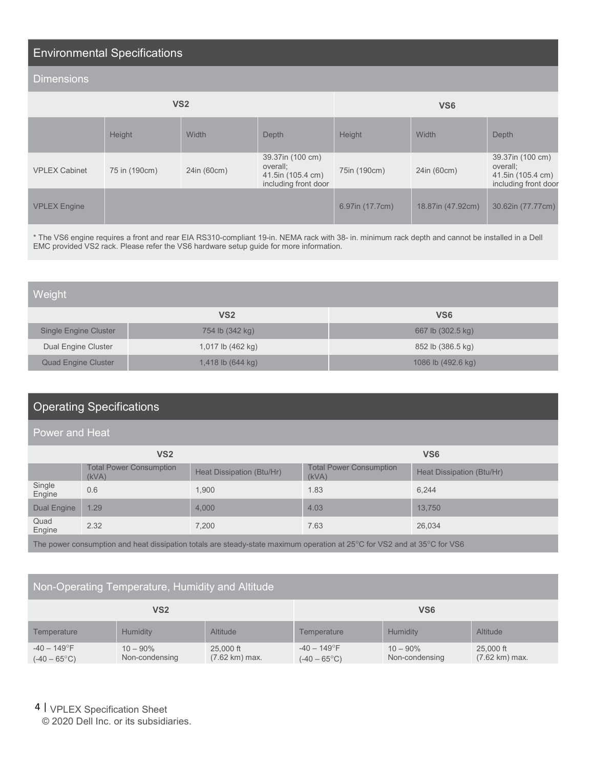## Environmental Specifications

### Dimensions

| | VS2 | | | VS6 | | |
|---|---|---|---|---|---|---|
| | Height | Width | Depth | Height | Width | Depth |
| VPLEX Cabinet | 75 in (190cm) | 24in (60cm) | 39.37in (100 cm) overall; 41.5in (105.4 cm) including front door | 75in (190cm) | 24in (60cm) | 39.37in (100 cm) overall; 41.5in (105.4 cm) including front door |
| VPLEX Engine | | | | 6.97in (17.7cm) | 18.87in (47.92cm) | 30.62in (77.77cm) |

* The VS6 engine requires a front and rear EIA RS310-compliant 19-in. NEMA rack with 38- in. minimum rack depth and cannot be installed in a Dell EMC provided VS2 rack. Please refer the VS6 hardware setup guide for more information.

### Weight

| | VS2 | VS6 |
|---|---|---|
| Single Engine Cluster | 754 lb (342 kg) | 667 lb (302.5 kg) |
| Dual Engine Cluster | 1,017 lb (462 kg) | 852 lb (386.5 kg) |
| Quad Engine Cluster | 1,418 lb (644 kg) | 1086 lb (492.6 kg) |

## Operating Specifications

### Power and Heat

| | VS2 | | VS6 | |
|---|---|---|---|---|
| | Total Power Consumption (kVA) | Heat Dissipation (Btu/Hr) | Total Power Consumption (kVA) | Heat Dissipation (Btu/Hr) |
| Single Engine | 0.6 | 1,900 | 1.83 | 6,244 |
| Dual Engine | 1.29 | 4,000 | 4.03 | 13,750 |
| Quad Engine | 2.32 | 7,200 | 7.63 | 26,034 |

The power consumption and heat dissipation totals are steady-state maximum operation at 25°C for VS2 and at 35°C for VS6

### Non-Operating Temperature, Humidity and Altitude

| VS2 | | | VS6 | | |
|---|---|---|---|---|---|
| Temperature | Humidity | Altitude | Temperature | Humidity | Altitude |
| -40 – 149°F (-40 – 65°C) | 10 – 90% Non-condensing | 25,000 ft (7.62 km) max. | -40 – 149°F (-40 – 65°C) | 10 – 90% Non-condensing | 25,000 ft (7.62 km) max. |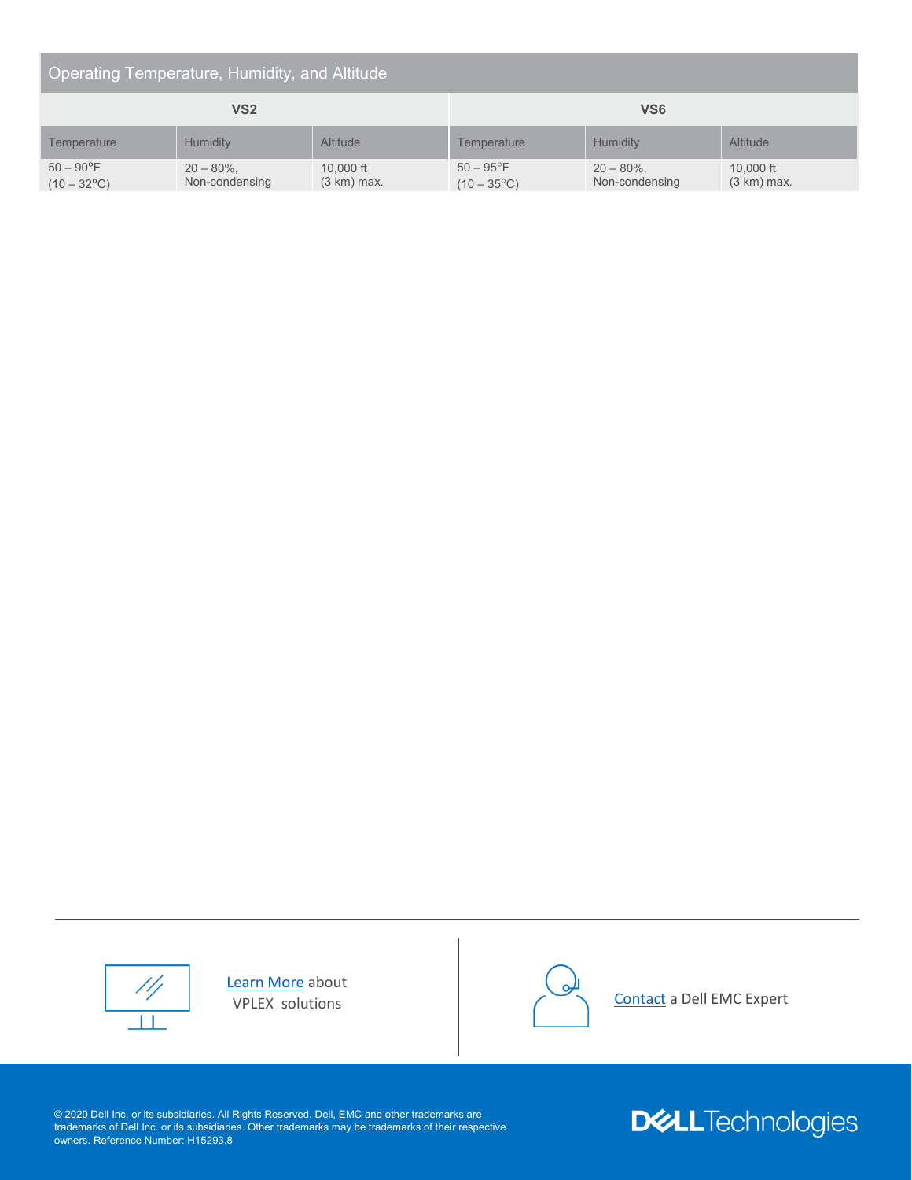## Operating Temperature, Humidity, and Altitude

| VS2 | | | VS6 | | |
|---|---|---|---|---|---|
| Temperature | Humidity | Altitude | Temperature | Humidity | Altitude |
| 50 – 90°F (10 – 32°C) | 20 – 80%, Non-condensing | 10,000 ft (3 km) max. | 50 – 95°F (10 – 35°C) | 20 – 80%, Non-condensing | 10,000 ft (3 km) max. |

Learn More about VPLEX solutions

Contact a Dell EMC Expert

© 2020 Dell Inc. or its subsidiaries. All Rights Reserved. Dell, EMC and other trademarks are trademarks of Dell Inc. or its subsidiaries. Other trademarks may be trademarks of their respective owners. Reference Number: H15293.8

DELL Technologies